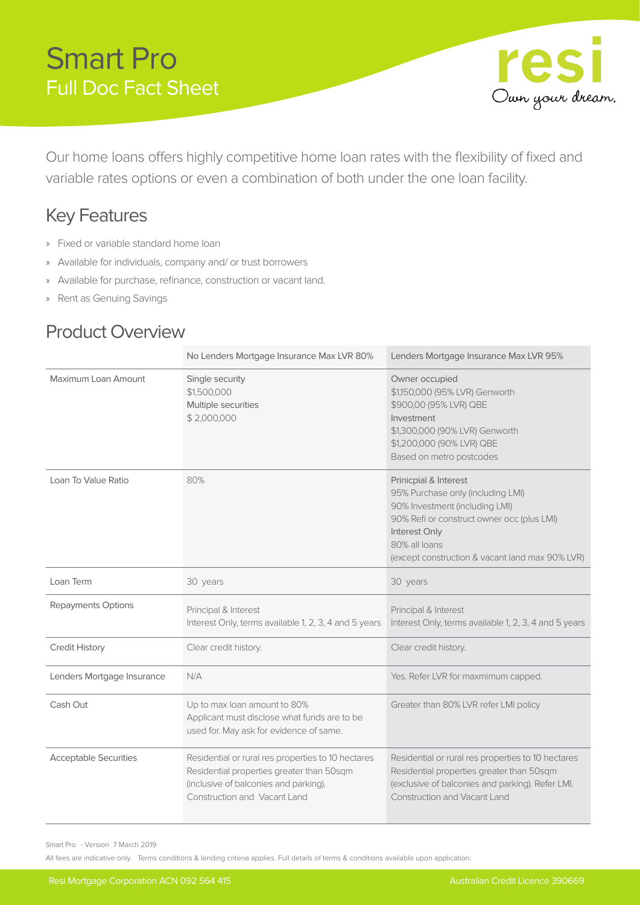# Smart Pro
## Full Doc Fact Sheet

resi
Own your dream.

Our home loans offers highly competitive home loan rates with the flexibility of fixed and variable rates options or even a combination of both under the one loan facility.

## Key Features

- Fixed or variable standard home loan
- Available for individuals, company and/ or trust borrowers
- Available for purchase, refinance, construction or vacant land.
- Rent as Genuing Savings

## Product Overview

| | No Lenders Mortgage Insurance Max LVR 80% | Lenders Mortgage Insurance Max LVR 95% |
|---|---|---|
| Maximum Loan Amount | Single security<br>$1,500,000<br>Multiple securities<br>$ 2,000,000 | Owner occupied<br>$1,150,000 (95% LVR) Genworth<br>$900,00 (95% LVR) QBE<br>Investment<br>$1,300,000 (90% LVR) Genworth<br>$1,200,000 (90% LVR) QBE<br>Based on metro postcodes |
| Loan To Value Ratio | 80% | Prinicpial & Interest<br>95% Purchase only (including LMI)<br>90% Investment (including LMI)<br>90% Refi or construct owner occ (plus LMI)<br>Interest Only<br>80% all loans<br>(except construction & vacant land max 90% LVR) |
| Loan Term | 30 years | 30 years |
| Repayments Options | Principal & Interest<br>Interest Only, terms available 1, 2, 3, 4 and 5 years | Principal & Interest<br>Interest Only, terms available 1, 2, 3, 4 and 5 years |
| Credit History | Clear credit history. | Clear credit history. |
| Lenders Mortgage Insurance | N/A | Yes. Refer LVR for maxmimum capped. |
| Cash Out | Up to max loan amount to 80%<br>Applicant must disclose what funds are to be used for. May ask for evidence of same. | Greater than 80% LVR refer LMI policy |
| Acceptable Securities | Residential or rural res properties to 10 hectares<br>Residential properties greater than 50sqm (inclusive of balconies and parking).<br>Construction and Vacant Land | Residential or rural res properties to 10 hectares<br>Residential properties greater than 50sqm (exclusive of balconies and parking). Refer LMI.<br>Construction and Vacant Land |

Smart Pro - Version 7 March 2019

All fees are indicative only. Terms conditions & lending criteria applies. Full details of terms & conditions available upon application.

Resi Mortgage Corporation ACN 092 564 415 Australian Credit Licence 390669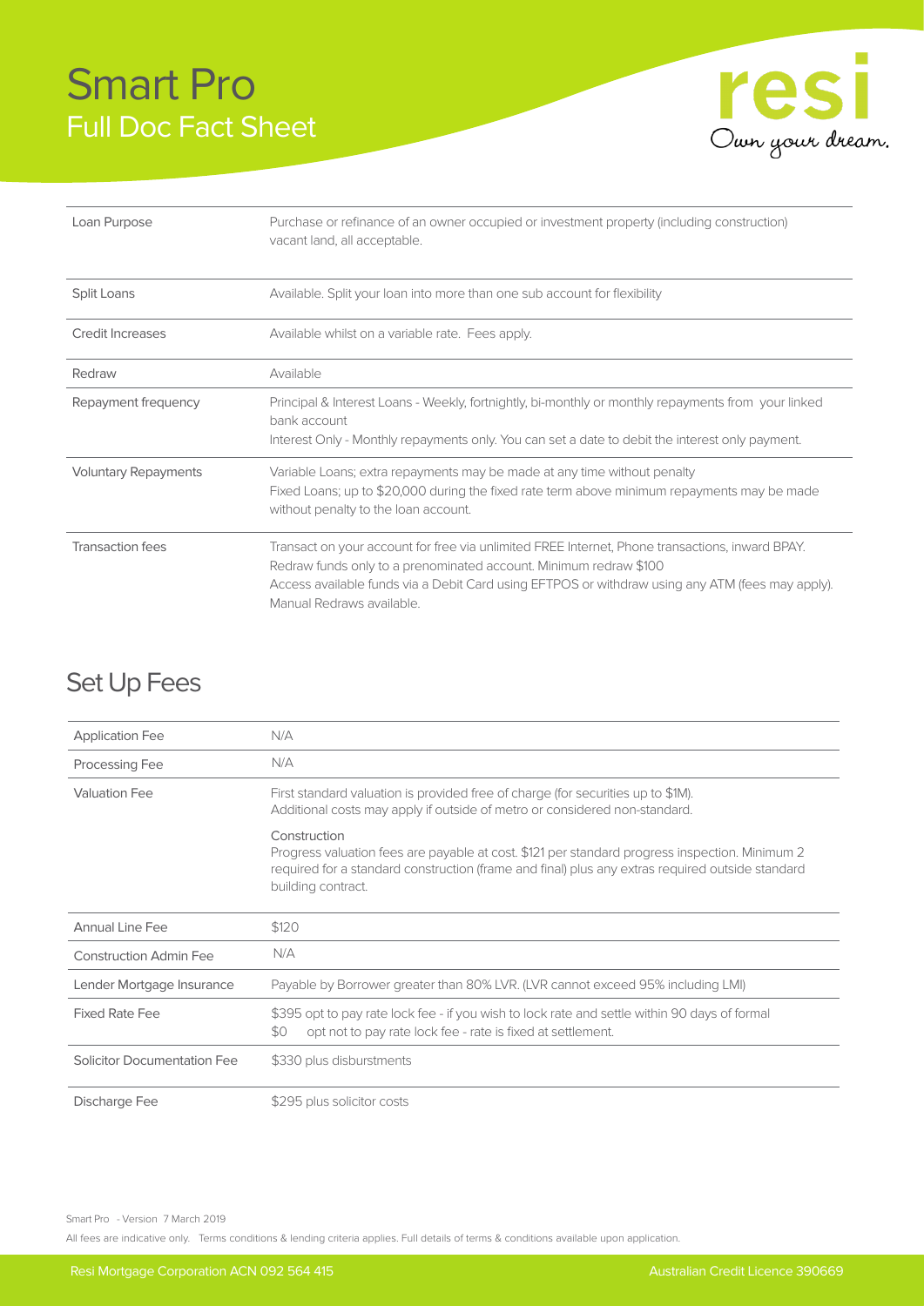# Smart Pro

## Full Doc Fact Sheet

resi
Own your dream.

| | |
|---|---|
| Loan Purpose | Purchase or refinance of an owner occupied or investment property (including construction) vacant land, all acceptable. |
| Split Loans | Available. Split your loan into more than one sub account for flexibility |
| Credit Increases | Available whilst on a variable rate. Fees apply. |
| Redraw | Available |
| Repayment frequency | Principal & Interest Loans - Weekly, fortnightly, bi-monthly or monthly repayments from your linked bank account<br>Interest Only - Monthly repayments only. You can set a date to debit the interest only payment. |
| Voluntary Repayments | Variable Loans; extra repayments may be made at any time without penalty<br>Fixed Loans; up to $20,000 during the fixed rate term above minimum repayments may be made without penalty to the loan account. |
| Transaction fees | Transact on your account for free via unlimited FREE Internet, Phone transactions, inward BPAY.<br>Redraw funds only to a prenominated account. Minimum redraw $100<br>Access available funds via a Debit Card using EFTPOS or withdraw using any ATM (fees may apply).<br>Manual Redraws available. |

## Set Up Fees

| | |
|---|---|
| Application Fee | N/A |
| Processing Fee | N/A |
| Valuation Fee | First standard valuation is provided free of charge (for securities up to $1M).<br>Additional costs may apply if outside of metro or considered non-standard.<br><br>Construction<br>Progress valuation fees are payable at cost. $121 per standard progress inspection. Minimum 2 required for a standard construction (frame and final) plus any extras required outside standard building contract. |
| Annual Line Fee | $120 |
| Construction Admin Fee | N/A |
| Lender Mortgage Insurance | Payable by Borrower greater than 80% LVR. (LVR cannot exceed 95% including LMI) |
| Fixed Rate Fee | $395 opt to pay rate lock fee - if you wish to lock rate and settle within 90 days of formal<br>$0 opt not to pay rate lock fee - rate is fixed at settlement. |
| Solicitor Documentation Fee | $330 plus disburstments |
| Discharge Fee | $295 plus solicitor costs |

Smart Pro - Version 7 March 2019

All fees are indicative only. Terms conditions & lending criteria applies. Full details of terms & conditions available upon application.

Resi Mortgage Corporation ACN 092 564 415 Australian Credit Licence 390669